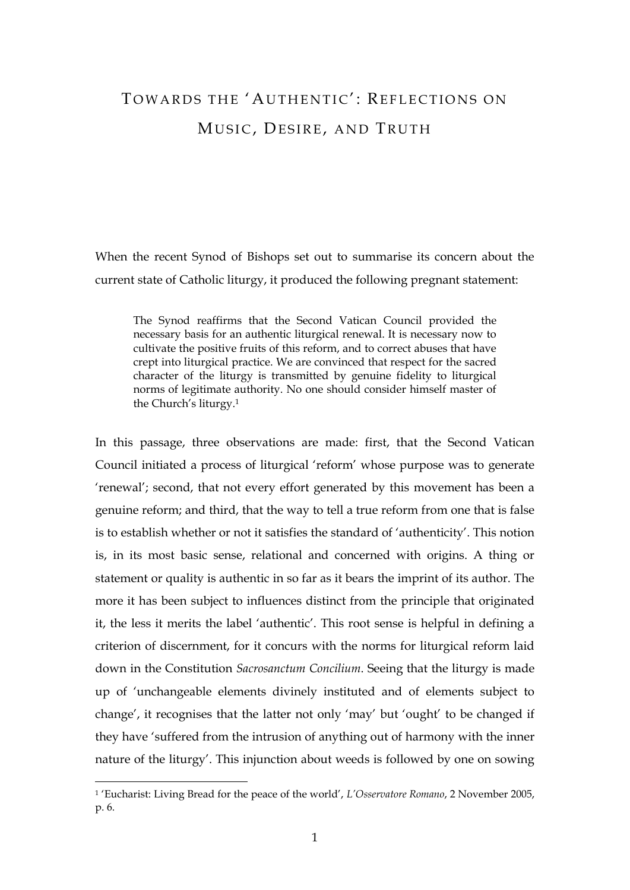# Towards the 'Authentic': Reflections on Music, Desire, and Truth

When the recent Synod of Bishops set out to summarise its concern about the current state of Catholic liturgy, it produced the following pregnant statement:

> The Synod reaffirms that the Second Vatican Council provided the necessary basis for an authentic liturgical renewal. It is necessary now to cultivate the positive fruits of this reform, and to correct abuses that have crept into liturgical practice. We are convinced that respect for the sacred character of the liturgy is transmitted by genuine fidelity to liturgical norms of legitimate authority. No one should consider himself master of the Church's liturgy.[1]

In this passage, three observations are made: first, that the Second Vatican Council initiated a process of liturgical 'reform' whose purpose was to generate 'renewal'; second, that not every effort generated by this movement has been a genuine reform; and third, that the way to tell a true reform from one that is false is to establish whether or not it satisfies the standard of 'authenticity'. This notion is, in its most basic sense, relational and concerned with origins. A thing or statement or quality is authentic in so far as it bears the imprint of its author. The more it has been subject to influences distinct from the principle that originated it, the less it merits the label 'authentic'. This root sense is helpful in defining a criterion of discernment, for it concurs with the norms for liturgical reform laid down in the Constitution *Sacrosanctum Concilium*. Seeing that the liturgy is made up of 'unchangeable elements divinely instituted and of elements subject to change', it recognises that the latter not only 'may' but 'ought' to be changed if they have 'suffered from the intrusion of anything out of harmony with the inner nature of the liturgy'. This injunction about weeds is followed by one on sowing

---

[1] 'Eucharist: Living Bread for the peace of the world', *L'Osservatore Romano*, 2 November 2005, p. 6.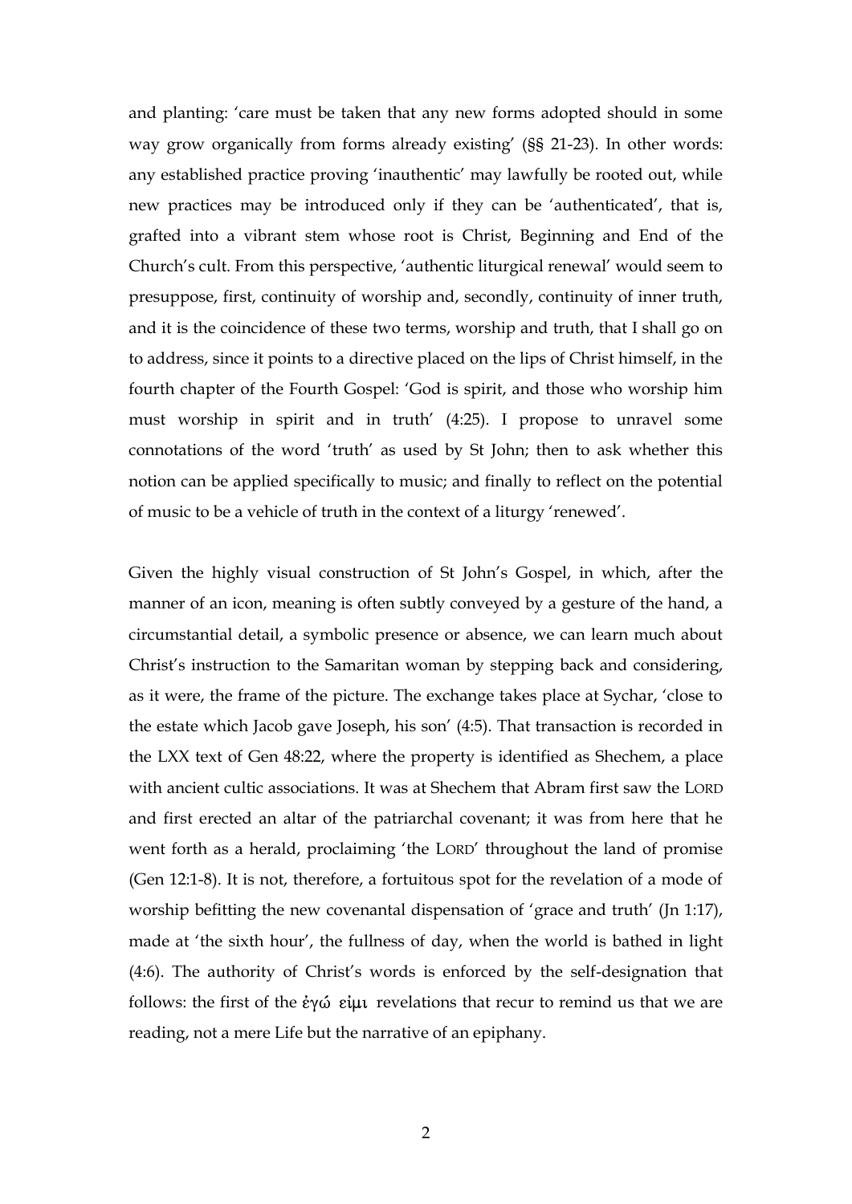and planting: 'care must be taken that any new forms adopted should in some way grow organically from forms already existing' (§§ 21-23). In other words: any established practice proving 'inauthentic' may lawfully be rooted out, while new practices may be introduced only if they can be 'authenticated', that is, grafted into a vibrant stem whose root is Christ, Beginning and End of the Church's cult. From this perspective, 'authentic liturgical renewal' would seem to presuppose, first, continuity of worship and, secondly, continuity of inner truth, and it is the coincidence of these two terms, worship and truth, that I shall go on to address, since it points to a directive placed on the lips of Christ himself, in the fourth chapter of the Fourth Gospel: 'God is spirit, and those who worship him must worship in spirit and in truth' (4:25). I propose to unravel some connotations of the word 'truth' as used by St John; then to ask whether this notion can be applied specifically to music; and finally to reflect on the potential of music to be a vehicle of truth in the context of a liturgy 'renewed'.

Given the highly visual construction of St John's Gospel, in which, after the manner of an icon, meaning is often subtly conveyed by a gesture of the hand, a circumstantial detail, a symbolic presence or absence, we can learn much about Christ's instruction to the Samaritan woman by stepping back and considering, as it were, the frame of the picture. The exchange takes place at Sychar, 'close to the estate which Jacob gave Joseph, his son' (4:5). That transaction is recorded in the LXX text of Gen 48:22, where the property is identified as Shechem, a place with ancient cultic associations. It was at Shechem that Abram first saw the LORD and first erected an altar of the patriarchal covenant; it was from here that he went forth as a herald, proclaiming 'the LORD' throughout the land of promise (Gen 12:1-8). It is not, therefore, a fortuitous spot for the revelation of a mode of worship befitting the new covenantal dispensation of 'grace and truth' (Jn 1:17), made at 'the sixth hour', the fullness of day, when the world is bathed in light (4:6). The authority of Christ's words is enforced by the self-designation that follows: the first of the ἐγώ εἰμι revelations that recur to remind us that we are reading, not a mere Life but the narrative of an epiphany.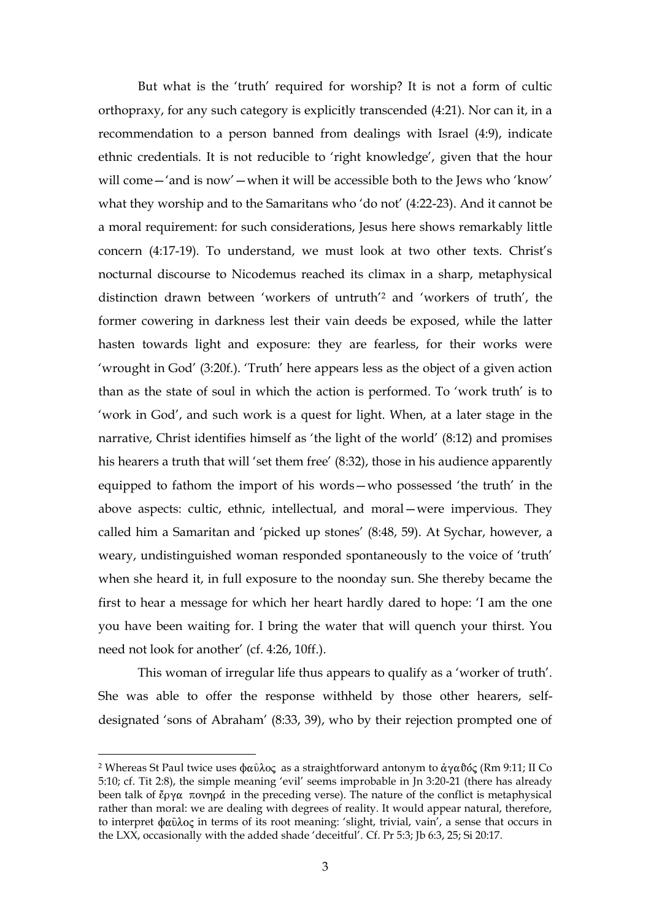But what is the 'truth' required for worship? It is not a form of cultic orthopraxy, for any such category is explicitly transcended (4:21). Nor can it, in a recommendation to a person banned from dealings with Israel (4:9), indicate ethnic credentials. It is not reducible to 'right knowledge', given that the hour will come—'and is now'—when it will be accessible both to the Jews who 'know' what they worship and to the Samaritans who 'do not' (4:22-23). And it cannot be a moral requirement: for such considerations, Jesus here shows remarkably little concern (4:17-19). To understand, we must look at two other texts. Christ's nocturnal discourse to Nicodemus reached its climax in a sharp, metaphysical distinction drawn between 'workers of untruth'[2] and 'workers of truth', the former cowering in darkness lest their vain deeds be exposed, while the latter hasten towards light and exposure: they are fearless, for their works were 'wrought in God' (3:20f.). 'Truth' here appears less as the object of a given action than as the state of soul in which the action is performed. To 'work truth' is to 'work in God', and such work is a quest for light. When, at a later stage in the narrative, Christ identifies himself as 'the light of the world' (8:12) and promises his hearers a truth that will 'set them free' (8:32), those in his audience apparently equipped to fathom the import of his words—who possessed 'the truth' in the above aspects: cultic, ethnic, intellectual, and moral—were impervious. They called him a Samaritan and 'picked up stones' (8:48, 59). At Sychar, however, a weary, undistinguished woman responded spontaneously to the voice of 'truth' when she heard it, in full exposure to the noonday sun. She thereby became the first to hear a message for which her heart hardly dared to hope: 'I am the one you have been waiting for. I bring the water that will quench your thirst. You need not look for another' (cf. 4:26, 10ff.).

This woman of irregular life thus appears to qualify as a 'worker of truth'. She was able to offer the response withheld by those other hearers, self-designated 'sons of Abraham' (8:33, 39), who by their rejection prompted one of

---

[2] Whereas St Paul twice uses φαῦλος as a straightforward antonym to ἀγαθός (Rm 9:11; II Co 5:10; cf. Tit 2:8), the simple meaning 'evil' seems improbable in Jn 3:20-21 (there has already been talk of ἔργα πονηρά in the preceding verse). The nature of the conflict is metaphysical rather than moral: we are dealing with degrees of reality. It would appear natural, therefore, to interpret φαῦλος in terms of its root meaning: 'slight, trivial, vain', a sense that occurs in the LXX, occasionally with the added shade 'deceitful'. Cf. Pr 5:3; Jb 6:3, 25; Si 20:17.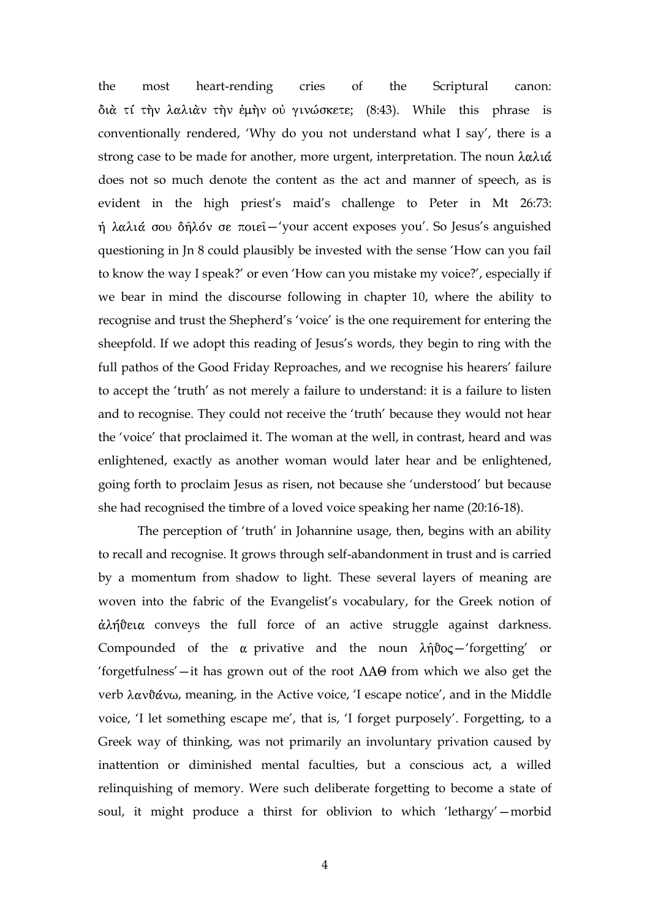the most heart-rending cries of the Scriptural canon: διὰ τί τὴν λαλιὰν τὴν ἐμὴν οὐ γινώσκετε; (8:43). While this phrase is conventionally rendered, 'Why do you not understand what I say', there is a strong case to be made for another, more urgent, interpretation. The noun λαλιά does not so much denote the content as the act and manner of speech, as is evident in the high priest's maid's challenge to Peter in Mt 26:73: ἡ λαλιά σου δῆλόν σε ποιεῖ—'your accent exposes you'. So Jesus's anguished questioning in Jn 8 could plausibly be invested with the sense 'How can you fail to know the way I speak?' or even 'How can you mistake my voice?', especially if we bear in mind the discourse following in chapter 10, where the ability to recognise and trust the Shepherd's 'voice' is the one requirement for entering the sheepfold. If we adopt this reading of Jesus's words, they begin to ring with the full pathos of the Good Friday Reproaches, and we recognise his hearers' failure to accept the 'truth' as not merely a failure to understand: it is a failure to listen and to recognise. They could not receive the 'truth' because they would not hear the 'voice' that proclaimed it. The woman at the well, in contrast, heard and was enlightened, exactly as another woman would later hear and be enlightened, going forth to proclaim Jesus as risen, not because she 'understood' but because she had recognised the timbre of a loved voice speaking her name (20:16-18).

The perception of 'truth' in Johannine usage, then, begins with an ability to recall and recognise. It grows through self-abandonment in trust and is carried by a momentum from shadow to light. These several layers of meaning are woven into the fabric of the Evangelist's vocabulary, for the Greek notion of ἀλήθεια conveys the full force of an active struggle against darkness. Compounded of the α privative and the noun λῆθος—'forgetting' or 'forgetfulness'—it has grown out of the root ΛΑΘ from which we also get the verb λανθάνω, meaning, in the Active voice, 'I escape notice', and in the Middle voice, 'I let something escape me', that is, 'I forget purposely'. Forgetting, to a Greek way of thinking, was not primarily an involuntary privation caused by inattention or diminished mental faculties, but a conscious act, a willed relinquishing of memory. Were such deliberate forgetting to become a state of soul, it might produce a thirst for oblivion to which 'lethargy'—morbid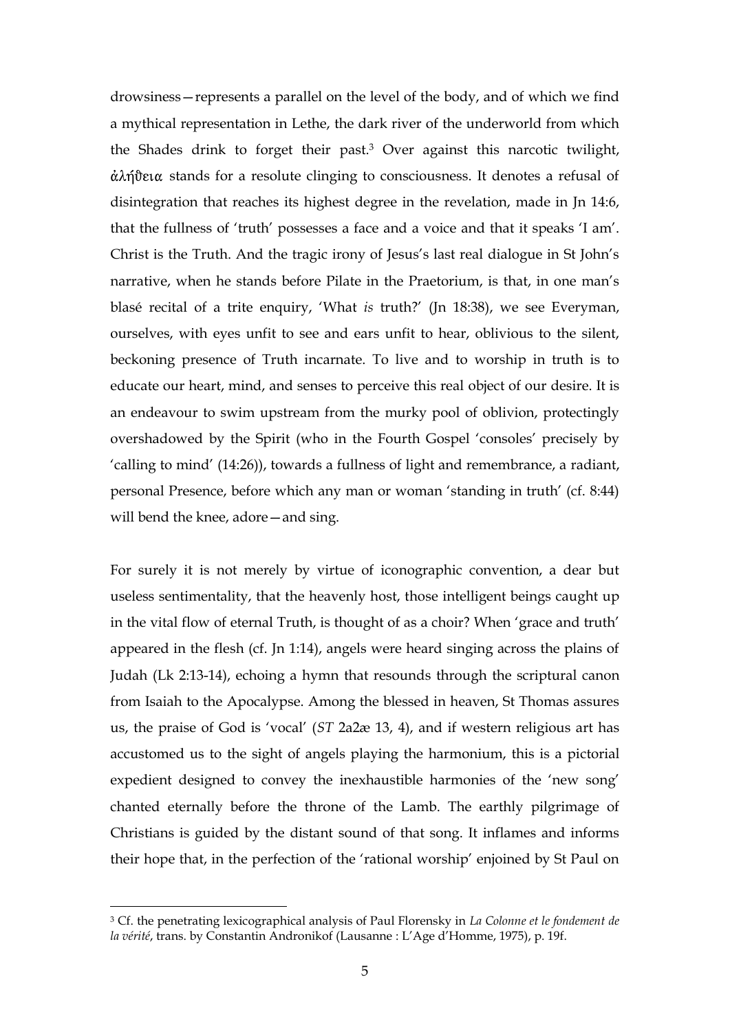drowsiness—represents a parallel on the level of the body, and of which we find a mythical representation in Lethe, the dark river of the underworld from which the Shades drink to forget their past.[3] Over against this narcotic twilight, ἀλήθεια stands for a resolute clinging to consciousness. It denotes a refusal of disintegration that reaches its highest degree in the revelation, made in Jn 14:6, that the fullness of 'truth' possesses a face and a voice and that it speaks 'I am'. Christ is the Truth. And the tragic irony of Jesus's last real dialogue in St John's narrative, when he stands before Pilate in the Praetorium, is that, in one man's blasé recital of a trite enquiry, 'What *is* truth?' (Jn 18:38), we see Everyman, ourselves, with eyes unfit to see and ears unfit to hear, oblivious to the silent, beckoning presence of Truth incarnate. To live and to worship in truth is to educate our heart, mind, and senses to perceive this real object of our desire. It is an endeavour to swim upstream from the murky pool of oblivion, protectingly overshadowed by the Spirit (who in the Fourth Gospel 'consoles' precisely by 'calling to mind' (14:26)), towards a fullness of light and remembrance, a radiant, personal Presence, before which any man or woman 'standing in truth' (cf. 8:44) will bend the knee, adore—and sing.

For surely it is not merely by virtue of iconographic convention, a dear but useless sentimentality, that the heavenly host, those intelligent beings caught up in the vital flow of eternal Truth, is thought of as a choir? When 'grace and truth' appeared in the flesh (cf. Jn 1:14), angels were heard singing across the plains of Judah (Lk 2:13-14), echoing a hymn that resounds through the scriptural canon from Isaiah to the Apocalypse. Among the blessed in heaven, St Thomas assures us, the praise of God is 'vocal' (*ST* 2a2æ 13, 4), and if western religious art has accustomed us to the sight of angels playing the harmonium, this is a pictorial expedient designed to convey the inexhaustible harmonies of the 'new song' chanted eternally before the throne of the Lamb. The earthly pilgrimage of Christians is guided by the distant sound of that song. It inflames and informs their hope that, in the perfection of the 'rational worship' enjoined by St Paul on

---

[3] Cf. the penetrating lexicographical analysis of Paul Florensky in *La Colonne et le fondement de la vérité*, trans. by Constantin Andronikof (Lausanne : L'Age d'Homme, 1975), p. 19f.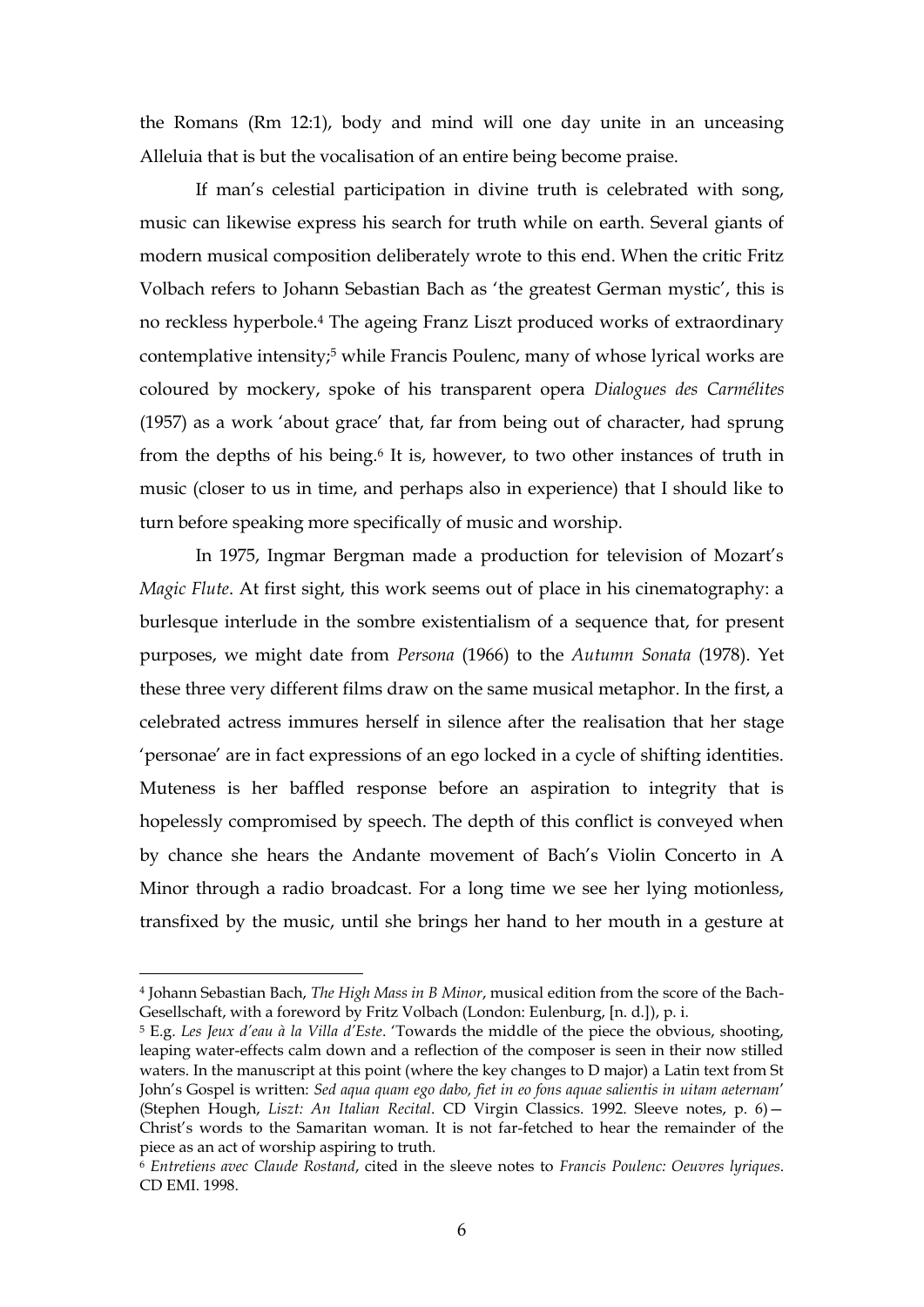the Romans (Rm 12:1), body and mind will one day unite in an unceasing Alleluia that is but the vocalisation of an entire being become praise.

If man's celestial participation in divine truth is celebrated with song, music can likewise express his search for truth while on earth. Several giants of modern musical composition deliberately wrote to this end. When the critic Fritz Volbach refers to Johann Sebastian Bach as 'the greatest German mystic', this is no reckless hyperbole.[4] The ageing Franz Liszt produced works of extraordinary contemplative intensity;[5] while Francis Poulenc, many of whose lyrical works are coloured by mockery, spoke of his transparent opera *Dialogues des Carmélites* (1957) as a work 'about grace' that, far from being out of character, had sprung from the depths of his being.[6] It is, however, to two other instances of truth in music (closer to us in time, and perhaps also in experience) that I should like to turn before speaking more specifically of music and worship.

In 1975, Ingmar Bergman made a production for television of Mozart's *Magic Flute*. At first sight, this work seems out of place in his cinematography: a burlesque interlude in the sombre existentialism of a sequence that, for present purposes, we might date from *Persona* (1966) to the *Autumn Sonata* (1978). Yet these three very different films draw on the same musical metaphor. In the first, a celebrated actress immures herself in silence after the realisation that her stage 'personae' are in fact expressions of an ego locked in a cycle of shifting identities. Muteness is her baffled response before an aspiration to integrity that is hopelessly compromised by speech. The depth of this conflict is conveyed when by chance she hears the Andante movement of Bach's Violin Concerto in A Minor through a radio broadcast. For a long time we see her lying motionless, transfixed by the music, until she brings her hand to her mouth in a gesture at

---

[4] Johann Sebastian Bach, *The High Mass in B Minor*, musical edition from the score of the Bach-Gesellschaft, with a foreword by Fritz Volbach (London: Eulenburg, [n. d.]), p. i.

[5] E.g. *Les Jeux d'eau à la Villa d'Este*. 'Towards the middle of the piece the obvious, shooting, leaping water-effects calm down and a reflection of the composer is seen in their now stilled waters. In the manuscript at this point (where the key changes to D major) a Latin text from St John's Gospel is written: *Sed aqua quam ego dabo, fiet in eo fons aquae salientis in uitam aeternam*' (Stephen Hough, *Liszt: An Italian Recital*. CD Virgin Classics. 1992. Sleeve notes, p. 6)—Christ's words to the Samaritan woman. It is not far-fetched to hear the remainder of the piece as an act of worship aspiring to truth.

[6] *Entretiens avec Claude Rostand*, cited in the sleeve notes to *Francis Poulenc: Oeuvres lyriques*. CD EMI. 1998.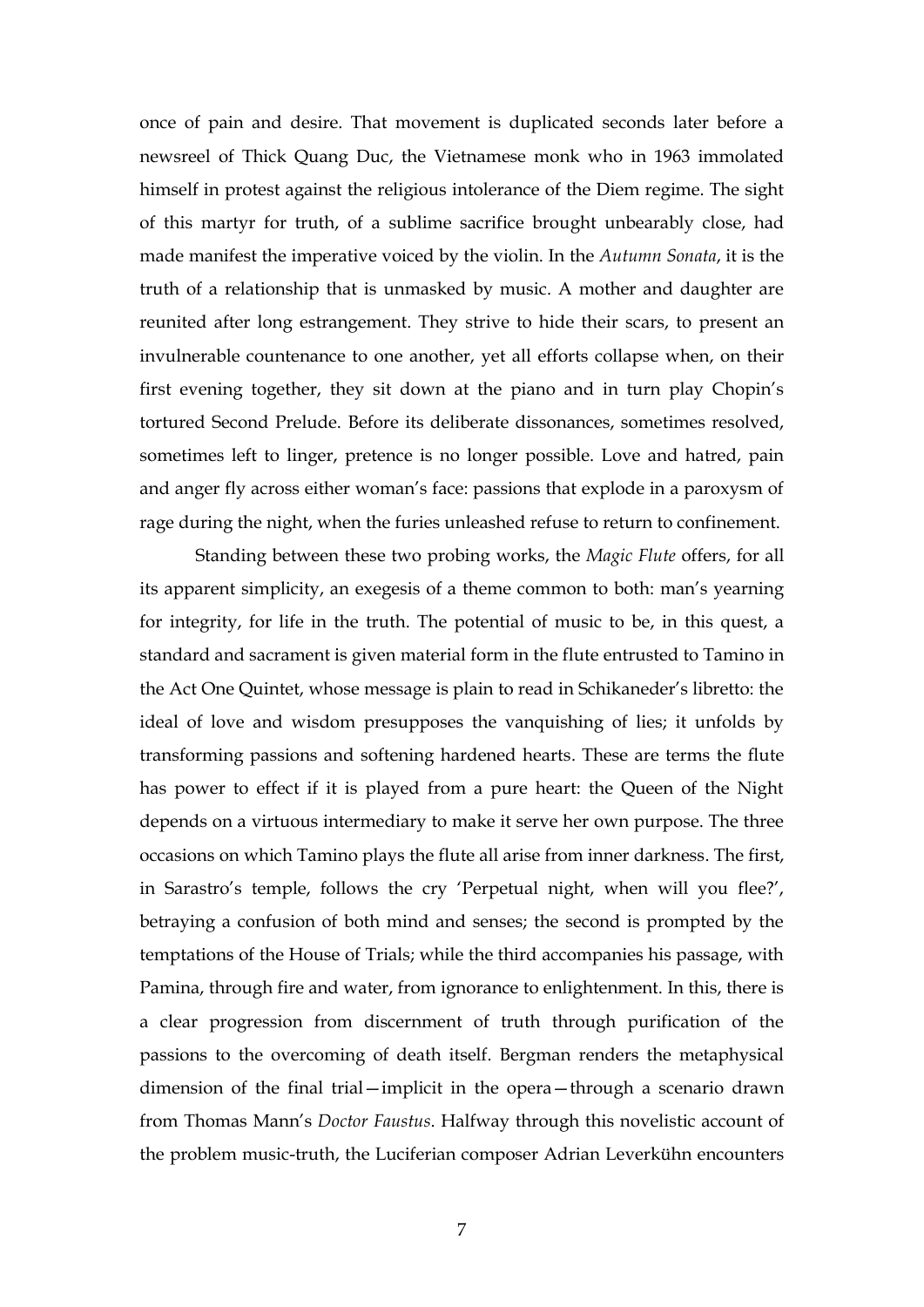once of pain and desire. That movement is duplicated seconds later before a newsreel of Thick Quang Duc, the Vietnamese monk who in 1963 immolated himself in protest against the religious intolerance of the Diem regime. The sight of this martyr for truth, of a sublime sacrifice brought unbearably close, had made manifest the imperative voiced by the violin. In the *Autumn Sonata*, it is the truth of a relationship that is unmasked by music. A mother and daughter are reunited after long estrangement. They strive to hide their scars, to present an invulnerable countenance to one another, yet all efforts collapse when, on their first evening together, they sit down at the piano and in turn play Chopin's tortured Second Prelude. Before its deliberate dissonances, sometimes resolved, sometimes left to linger, pretence is no longer possible. Love and hatred, pain and anger fly across either woman's face: passions that explode in a paroxysm of rage during the night, when the furies unleashed refuse to return to confinement.

Standing between these two probing works, the *Magic Flute* offers, for all its apparent simplicity, an exegesis of a theme common to both: man's yearning for integrity, for life in the truth. The potential of music to be, in this quest, a standard and sacrament is given material form in the flute entrusted to Tamino in the Act One Quintet, whose message is plain to read in Schikaneder's libretto: the ideal of love and wisdom presupposes the vanquishing of lies; it unfolds by transforming passions and softening hardened hearts. These are terms the flute has power to effect if it is played from a pure heart: the Queen of the Night depends on a virtuous intermediary to make it serve her own purpose. The three occasions on which Tamino plays the flute all arise from inner darkness. The first, in Sarastro's temple, follows the cry 'Perpetual night, when will you flee?', betraying a confusion of both mind and senses; the second is prompted by the temptations of the House of Trials; while the third accompanies his passage, with Pamina, through fire and water, from ignorance to enlightenment. In this, there is a clear progression from discernment of truth through purification of the passions to the overcoming of death itself. Bergman renders the metaphysical dimension of the final trial—implicit in the opera—through a scenario drawn from Thomas Mann's *Doctor Faustus*. Halfway through this novelistic account of the problem music-truth, the Luciferian composer Adrian Leverkühn encounters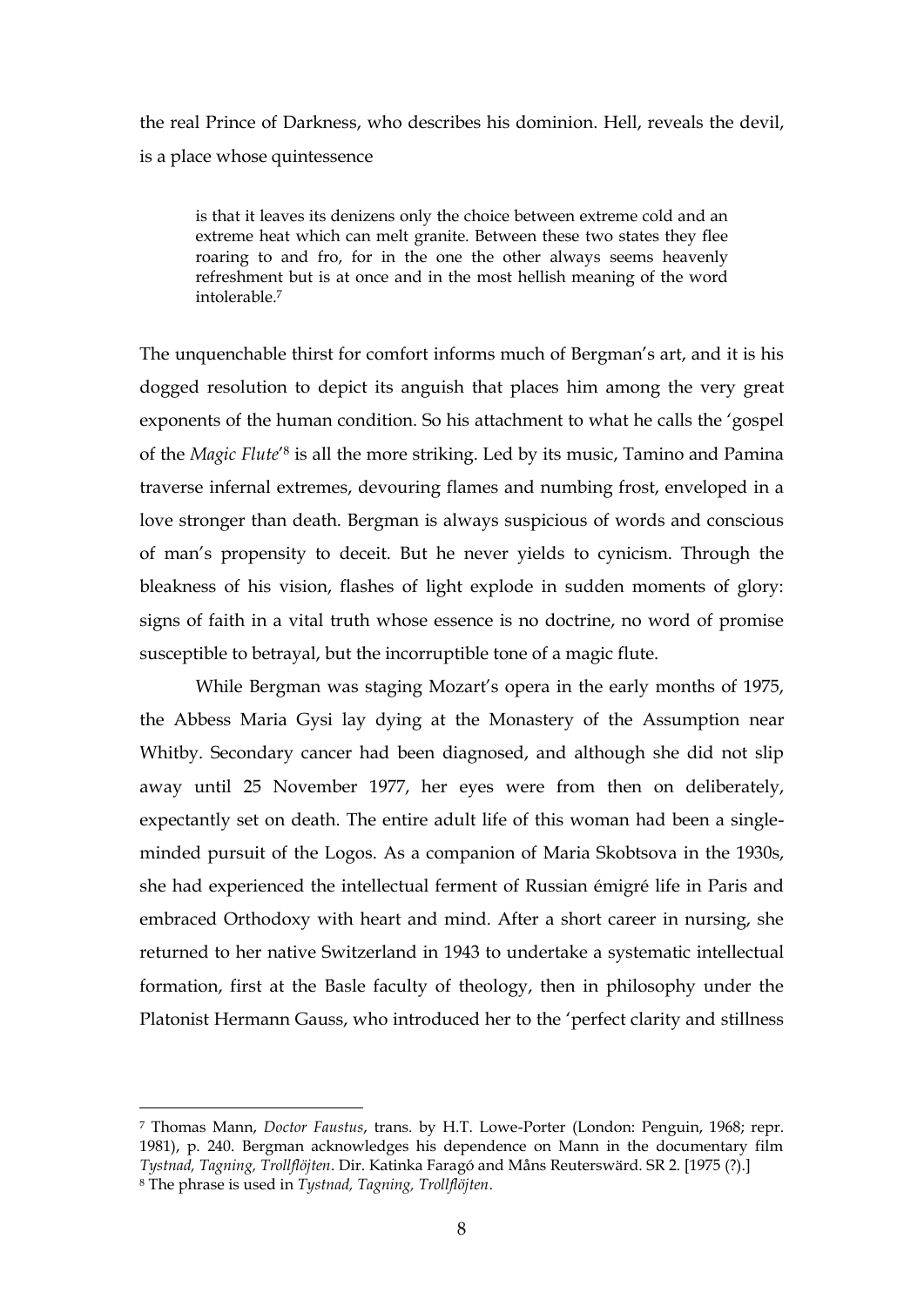the real Prince of Darkness, who describes his dominion. Hell, reveals the devil, is a place whose quintessence

> is that it leaves its denizens only the choice between extreme cold and an extreme heat which can melt granite. Between these two states they flee roaring to and fro, for in the one the other always seems heavenly refreshment but is at once and in the most hellish meaning of the word intolerable.[7]

The unquenchable thirst for comfort informs much of Bergman's art, and it is his dogged resolution to depict its anguish that places him among the very great exponents of the human condition. So his attachment to what he calls the 'gospel of the *Magic Flute*'[8] is all the more striking. Led by its music, Tamino and Pamina traverse infernal extremes, devouring flames and numbing frost, enveloped in a love stronger than death. Bergman is always suspicious of words and conscious of man's propensity to deceit. But he never yields to cynicism. Through the bleakness of his vision, flashes of light explode in sudden moments of glory: signs of faith in a vital truth whose essence is no doctrine, no word of promise susceptible to betrayal, but the incorruptible tone of a magic flute.

While Bergman was staging Mozart's opera in the early months of 1975, the Abbess Maria Gysi lay dying at the Monastery of the Assumption near Whitby. Secondary cancer had been diagnosed, and although she did not slip away until 25 November 1977, her eyes were from then on deliberately, expectantly set on death. The entire adult life of this woman had been a single-minded pursuit of the Logos. As a companion of Maria Skobtsova in the 1930s, she had experienced the intellectual ferment of Russian émigré life in Paris and embraced Orthodoxy with heart and mind. After a short career in nursing, she returned to her native Switzerland in 1943 to undertake a systematic intellectual formation, first at the Basle faculty of theology, then in philosophy under the Platonist Hermann Gauss, who introduced her to the 'perfect clarity and stillness

---

[7] Thomas Mann, *Doctor Faustus*, trans. by H.T. Lowe-Porter (London: Penguin, 1968; repr. 1981), p. 240. Bergman acknowledges his dependence on Mann in the documentary film *Tystnad, Tagning, Trollflöjten*. Dir. Katinka Faragó and Måns Reuterswärd. SR 2. [1975 (?).]

[8] The phrase is used in *Tystnad, Tagning, Trollflöjten*.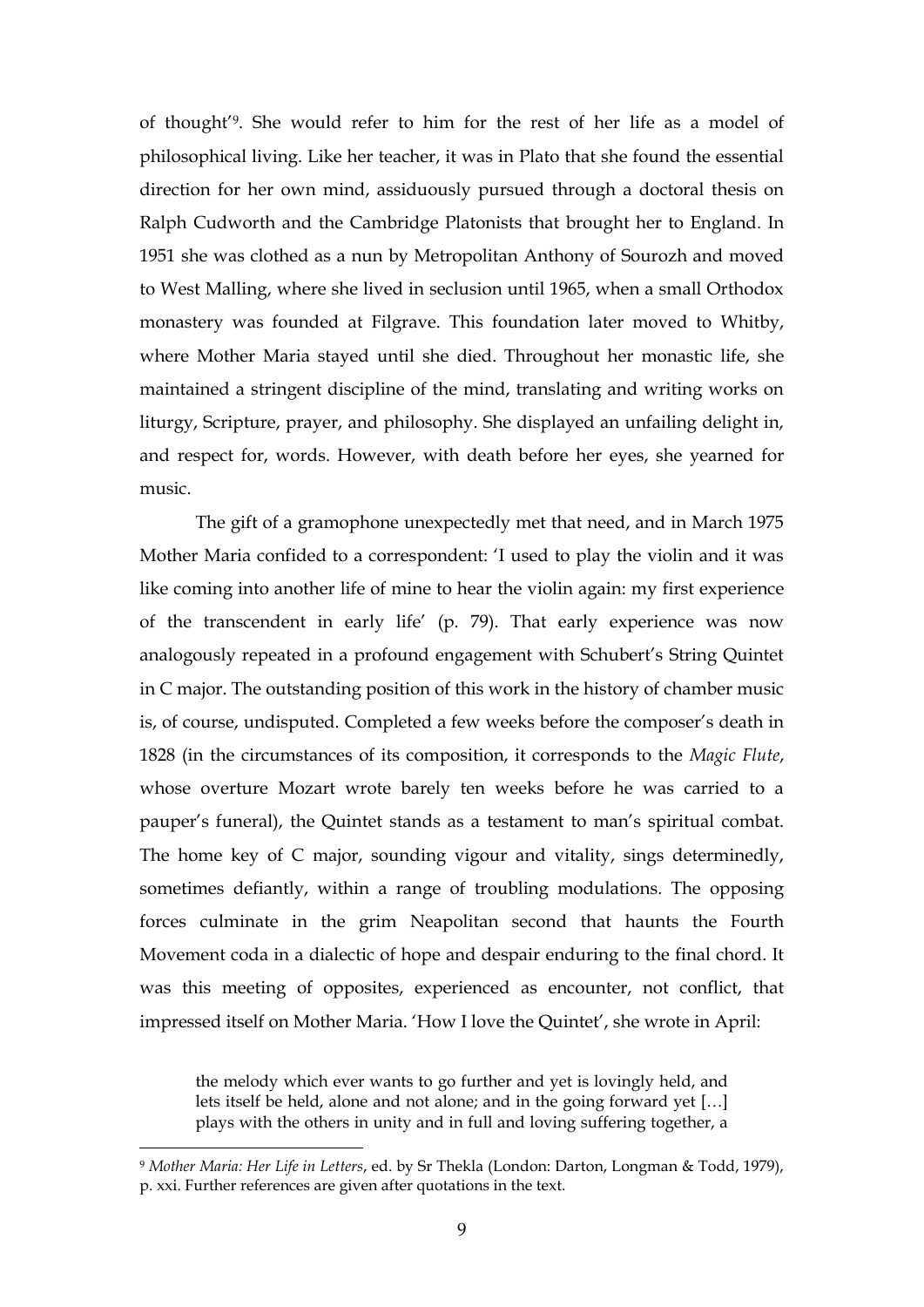of thought'[9]. She would refer to him for the rest of her life as a model of philosophical living. Like her teacher, it was in Plato that she found the essential direction for her own mind, assiduously pursued through a doctoral thesis on Ralph Cudworth and the Cambridge Platonists that brought her to England. In 1951 she was clothed as a nun by Metropolitan Anthony of Sourozh and moved to West Malling, where she lived in seclusion until 1965, when a small Orthodox monastery was founded at Filgrave. This foundation later moved to Whitby, where Mother Maria stayed until she died. Throughout her monastic life, she maintained a stringent discipline of the mind, translating and writing works on liturgy, Scripture, prayer, and philosophy. She displayed an unfailing delight in, and respect for, words. However, with death before her eyes, she yearned for music.

The gift of a gramophone unexpectedly met that need, and in March 1975 Mother Maria confided to a correspondent: 'I used to play the violin and it was like coming into another life of mine to hear the violin again: my first experience of the transcendent in early life' (p. 79). That early experience was now analogously repeated in a profound engagement with Schubert's String Quintet in C major. The outstanding position of this work in the history of chamber music is, of course, undisputed. Completed a few weeks before the composer's death in 1828 (in the circumstances of its composition, it corresponds to the *Magic Flute*, whose overture Mozart wrote barely ten weeks before he was carried to a pauper's funeral), the Quintet stands as a testament to man's spiritual combat. The home key of C major, sounding vigour and vitality, sings determinedly, sometimes defiantly, within a range of troubling modulations. The opposing forces culminate in the grim Neapolitan second that haunts the Fourth Movement coda in a dialectic of hope and despair enduring to the final chord. It was this meeting of opposites, experienced as encounter, not conflict, that impressed itself on Mother Maria. 'How I love the Quintet', she wrote in April:

> the melody which ever wants to go further and yet is lovingly held, and lets itself be held, alone and not alone; and in the going forward yet […] plays with the others in unity and in full and loving suffering together, a

[9] *Mother Maria: Her Life in Letters*, ed. by Sr Thekla (London: Darton, Longman & Todd, 1979), p. xxi. Further references are given after quotations in the text.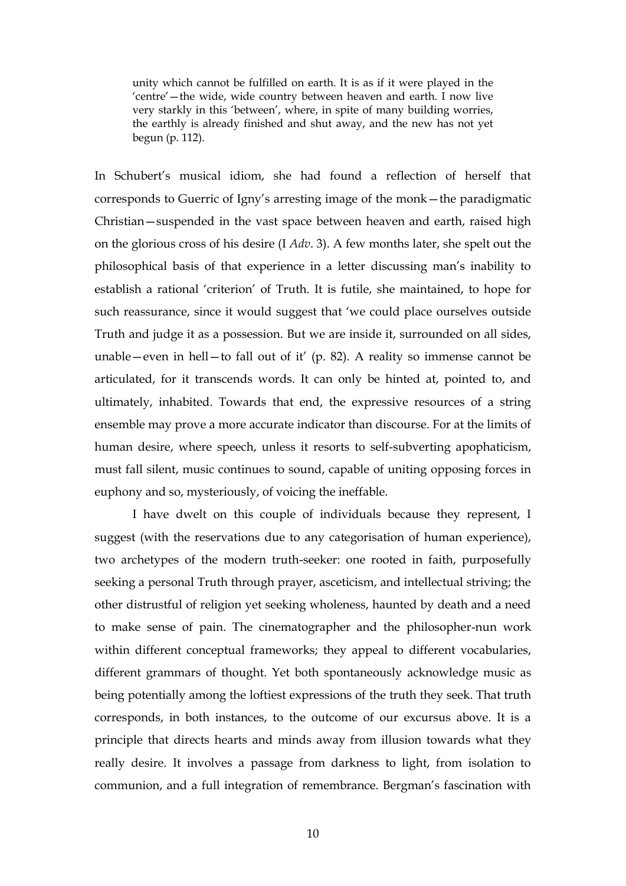> unity which cannot be fulfilled on earth. It is as if it were played in the 'centre'—the wide, wide country between heaven and earth. I now live very starkly in this 'between', where, in spite of many building worries, the earthly is already finished and shut away, and the new has not yet begun (p. 112).

In Schubert's musical idiom, she had found a reflection of herself that corresponds to Guerric of Igny's arresting image of the monk—the paradigmatic Christian—suspended in the vast space between heaven and earth, raised high on the glorious cross of his desire (I *Adv*. 3). A few months later, she spelt out the philosophical basis of that experience in a letter discussing man's inability to establish a rational 'criterion' of Truth. It is futile, she maintained, to hope for such reassurance, since it would suggest that 'we could place ourselves outside Truth and judge it as a possession. But we are inside it, surrounded on all sides, unable—even in hell—to fall out of it' (p. 82). A reality so immense cannot be articulated, for it transcends words. It can only be hinted at, pointed to, and ultimately, inhabited. Towards that end, the expressive resources of a string ensemble may prove a more accurate indicator than discourse. For at the limits of human desire, where speech, unless it resorts to self-subverting apophaticism, must fall silent, music continues to sound, capable of uniting opposing forces in euphony and so, mysteriously, of voicing the ineffable.

I have dwelt on this couple of individuals because they represent, I suggest (with the reservations due to any categorisation of human experience), two archetypes of the modern truth-seeker: one rooted in faith, purposefully seeking a personal Truth through prayer, asceticism, and intellectual striving; the other distrustful of religion yet seeking wholeness, haunted by death and a need to make sense of pain. The cinematographer and the philosopher-nun work within different conceptual frameworks; they appeal to different vocabularies, different grammars of thought. Yet both spontaneously acknowledge music as being potentially among the loftiest expressions of the truth they seek. That truth corresponds, in both instances, to the outcome of our excursus above. It is a principle that directs hearts and minds away from illusion towards what they really desire. It involves a passage from darkness to light, from isolation to communion, and a full integration of remembrance. Bergman's fascination with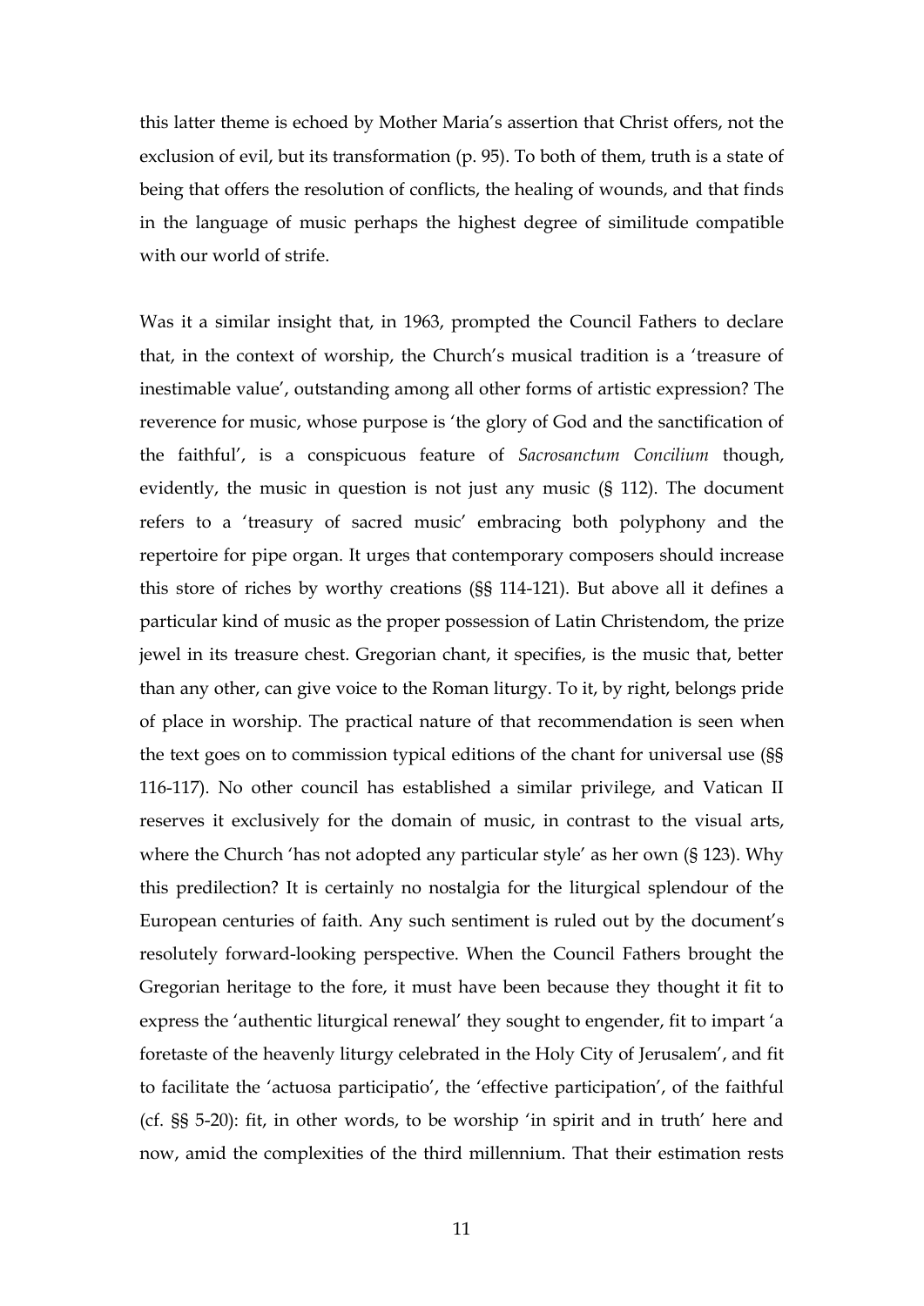this latter theme is echoed by Mother Maria's assertion that Christ offers, not the exclusion of evil, but its transformation (p. 95). To both of them, truth is a state of being that offers the resolution of conflicts, the healing of wounds, and that finds in the language of music perhaps the highest degree of similitude compatible with our world of strife.

Was it a similar insight that, in 1963, prompted the Council Fathers to declare that, in the context of worship, the Church's musical tradition is a 'treasure of inestimable value', outstanding among all other forms of artistic expression? The reverence for music, whose purpose is 'the glory of God and the sanctification of the faithful', is a conspicuous feature of *Sacrosanctum Concilium* though, evidently, the music in question is not just any music (§ 112). The document refers to a 'treasury of sacred music' embracing both polyphony and the repertoire for pipe organ. It urges that contemporary composers should increase this store of riches by worthy creations (§§ 114-121). But above all it defines a particular kind of music as the proper possession of Latin Christendom, the prize jewel in its treasure chest. Gregorian chant, it specifies, is the music that, better than any other, can give voice to the Roman liturgy. To it, by right, belongs pride of place in worship. The practical nature of that recommendation is seen when the text goes on to commission typical editions of the chant for universal use (§§ 116-117). No other council has established a similar privilege, and Vatican II reserves it exclusively for the domain of music, in contrast to the visual arts, where the Church 'has not adopted any particular style' as her own (§ 123). Why this predilection? It is certainly no nostalgia for the liturgical splendour of the European centuries of faith. Any such sentiment is ruled out by the document's resolutely forward-looking perspective. When the Council Fathers brought the Gregorian heritage to the fore, it must have been because they thought it fit to express the 'authentic liturgical renewal' they sought to engender, fit to impart 'a foretaste of the heavenly liturgy celebrated in the Holy City of Jerusalem', and fit to facilitate the 'actuosa participatio', the 'effective participation', of the faithful (cf. §§ 5-20): fit, in other words, to be worship 'in spirit and in truth' here and now, amid the complexities of the third millennium. That their estimation rests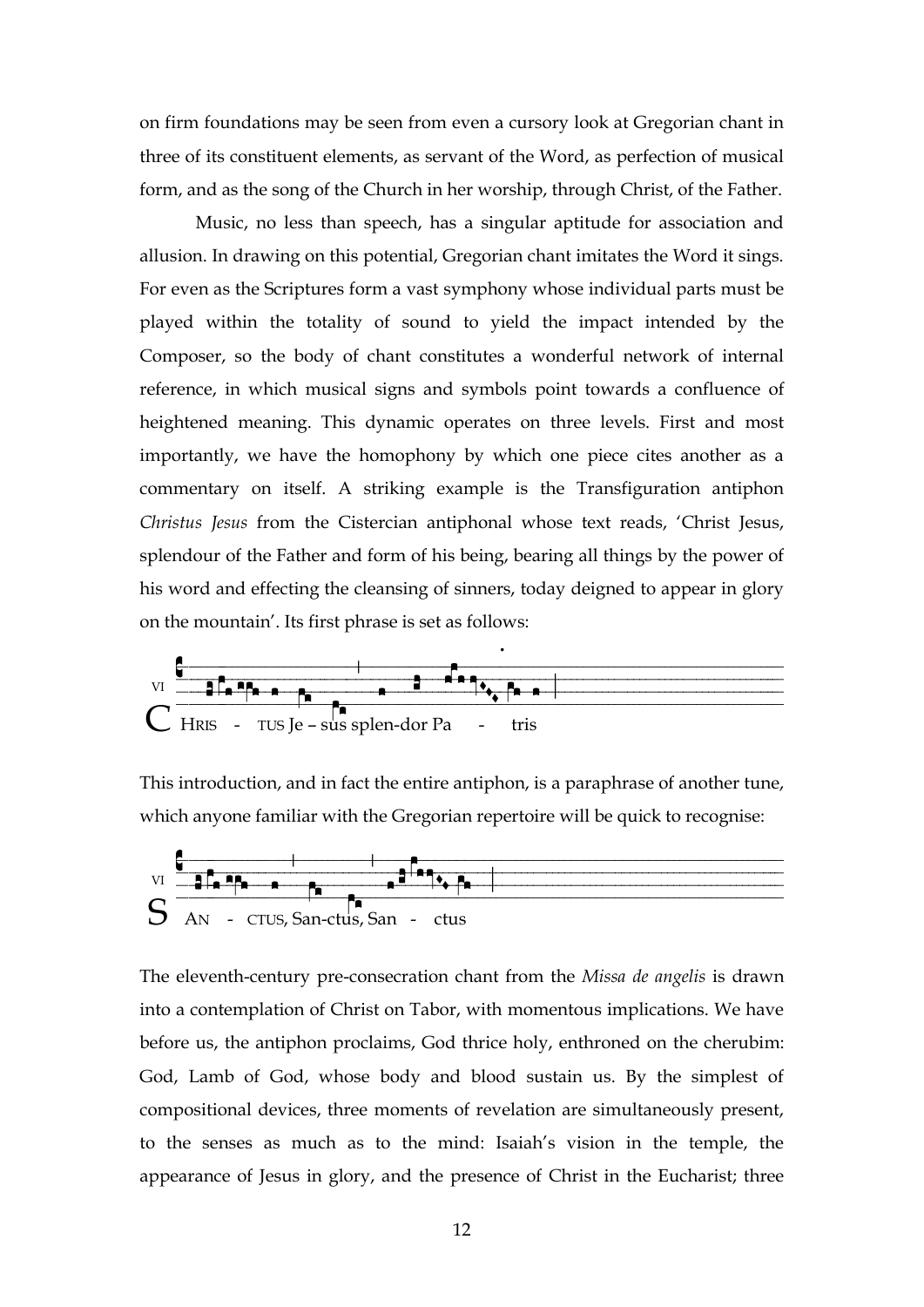on firm foundations may be seen from even a cursory look at Gregorian chant in three of its constituent elements, as servant of the Word, as perfection of musical form, and as the song of the Church in her worship, through Christ, of the Father.

Music, no less than speech, has a singular aptitude for association and allusion. In drawing on this potential, Gregorian chant imitates the Word it sings. For even as the Scriptures form a vast symphony whose individual parts must be played within the totality of sound to yield the impact intended by the Composer, so the body of chant constitutes a wonderful network of internal reference, in which musical signs and symbols point towards a confluence of heightened meaning. This dynamic operates on three levels. First and most importantly, we have the homophony by which one piece cites another as a commentary on itself. A striking example is the Transfiguration antiphon *Christus Jesus* from the Cistercian antiphonal whose text reads, 'Christ Jesus, splendour of the Father and form of his being, bearing all things by the power of his word and effecting the cleansing of sinners, today deigned to appear in glory on the mountain'. Its first phrase is set as follows:

VI CHRIS - TUS Je – sus splen-dor Pa - tris

This introduction, and in fact the entire antiphon, is a paraphrase of another tune, which anyone familiar with the Gregorian repertoire will be quick to recognise:

VI SAN - CTUS, San-ctus, San - ctus

The eleventh-century pre-consecration chant from the *Missa de angelis* is drawn into a contemplation of Christ on Tabor, with momentous implications. We have before us, the antiphon proclaims, God thrice holy, enthroned on the cherubim: God, Lamb of God, whose body and blood sustain us. By the simplest of compositional devices, three moments of revelation are simultaneously present, to the senses as much as to the mind: Isaiah's vision in the temple, the appearance of Jesus in glory, and the presence of Christ in the Eucharist; three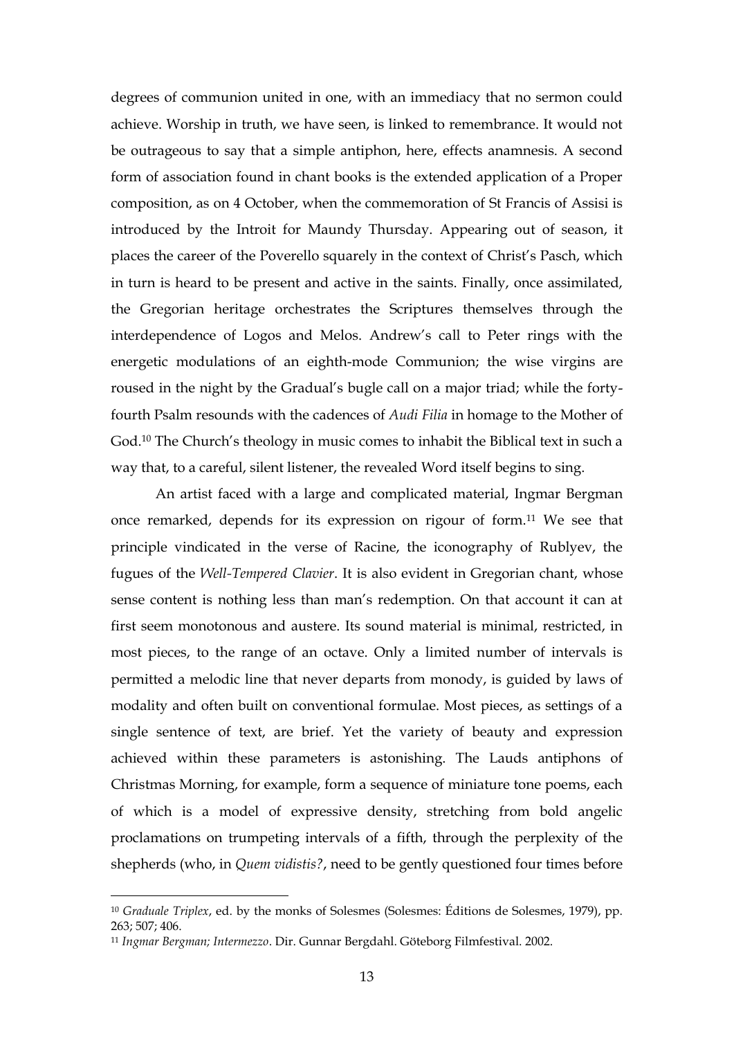degrees of communion united in one, with an immediacy that no sermon could achieve. Worship in truth, we have seen, is linked to remembrance. It would not be outrageous to say that a simple antiphon, here, effects anamnesis. A second form of association found in chant books is the extended application of a Proper composition, as on 4 October, when the commemoration of St Francis of Assisi is introduced by the Introit for Maundy Thursday. Appearing out of season, it places the career of the Poverello squarely in the context of Christ's Pasch, which in turn is heard to be present and active in the saints. Finally, once assimilated, the Gregorian heritage orchestrates the Scriptures themselves through the interdependence of Logos and Melos. Andrew's call to Peter rings with the energetic modulations of an eighth-mode Communion; the wise virgins are roused in the night by the Gradual's bugle call on a major triad; while the forty-fourth Psalm resounds with the cadences of *Audi Filia* in homage to the Mother of God.[10] The Church's theology in music comes to inhabit the Biblical text in such a way that, to a careful, silent listener, the revealed Word itself begins to sing.

An artist faced with a large and complicated material, Ingmar Bergman once remarked, depends for its expression on rigour of form.[11] We see that principle vindicated in the verse of Racine, the iconography of Rublyev, the fugues of the *Well-Tempered Clavier*. It is also evident in Gregorian chant, whose sense content is nothing less than man's redemption. On that account it can at first seem monotonous and austere. Its sound material is minimal, restricted, in most pieces, to the range of an octave. Only a limited number of intervals is permitted a melodic line that never departs from monody, is guided by laws of modality and often built on conventional formulae. Most pieces, as settings of a single sentence of text, are brief. Yet the variety of beauty and expression achieved within these parameters is astonishing. The Lauds antiphons of Christmas Morning, for example, form a sequence of miniature tone poems, each of which is a model of expressive density, stretching from bold angelic proclamations on trumpeting intervals of a fifth, through the perplexity of the shepherds (who, in *Quem vidistis?*, need to be gently questioned four times before

---

[10] *Graduale Triplex*, ed. by the monks of Solesmes (Solesmes: Éditions de Solesmes, 1979), pp. 263; 507; 406.

[11] *Ingmar Bergman; Intermezzo*. Dir. Gunnar Bergdahl. Göteborg Filmfestival. 2002.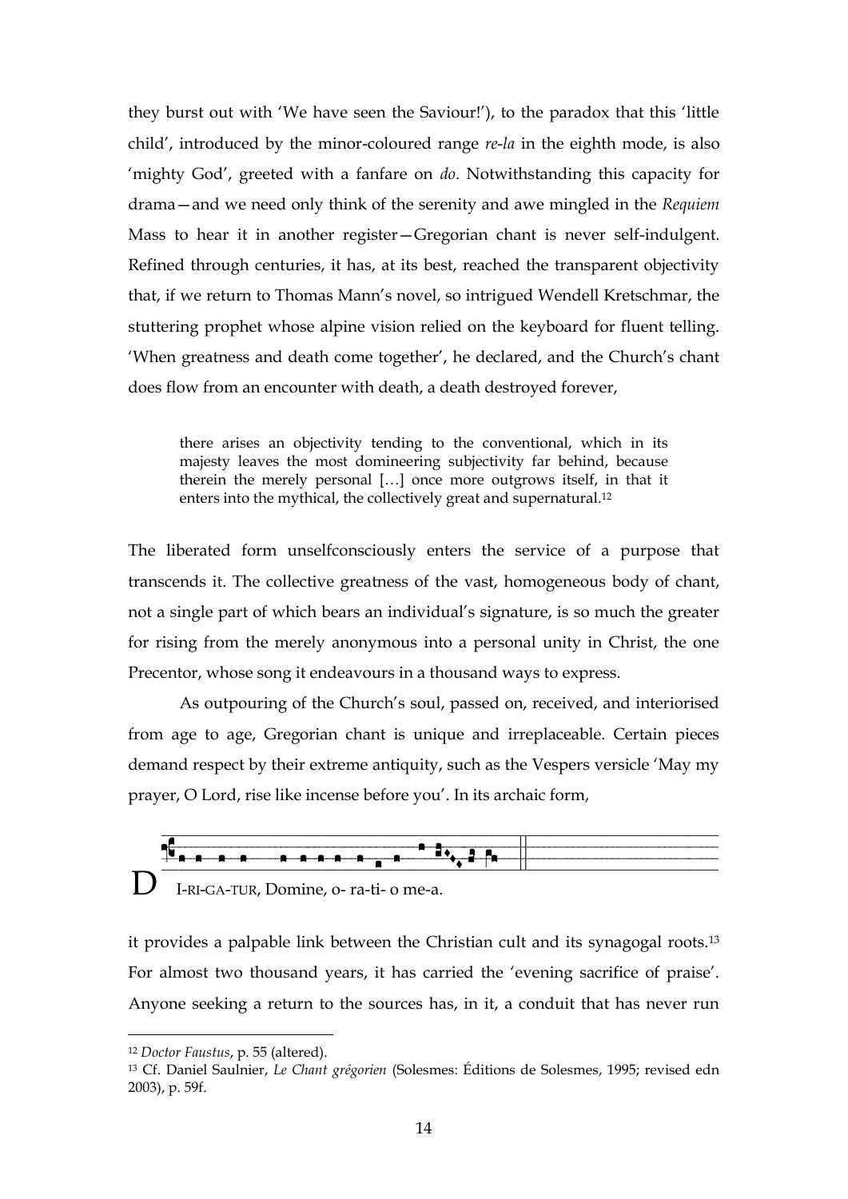they burst out with 'We have seen the Saviour!'), to the paradox that this 'little child', introduced by the minor-coloured range *re-la* in the eighth mode, is also 'mighty God', greeted with a fanfare on *do*. Notwithstanding this capacity for drama—and we need only think of the serenity and awe mingled in the *Requiem* Mass to hear it in another register—Gregorian chant is never self-indulgent. Refined through centuries, it has, at its best, reached the transparent objectivity that, if we return to Thomas Mann's novel, so intrigued Wendell Kretschmar, the stuttering prophet whose alpine vision relied on the keyboard for fluent telling. 'When greatness and death come together', he declared, and the Church's chant does flow from an encounter with death, a death destroyed forever,

> there arises an objectivity tending to the conventional, which in its majesty leaves the most domineering subjectivity far behind, because therein the merely personal […] once more outgrows itself, in that it enters into the mythical, the collectively great and supernatural.[12]

The liberated form unselfconsciously enters the service of a purpose that transcends it. The collective greatness of the vast, homogeneous body of chant, not a single part of which bears an individual's signature, is so much the greater for rising from the merely anonymous into a personal unity in Christ, the one Precentor, whose song it endeavours in a thousand ways to express.

As outpouring of the Church's soul, passed on, received, and interiorised from age to age, Gregorian chant is unique and irreplaceable. Certain pieces demand respect by their extreme antiquity, such as the Vespers versicle 'May my prayer, O Lord, rise like incense before you'. In its archaic form,

D I-RI-GA-TUR, Domine, o- ra-ti- o me-a.

it provides a palpable link between the Christian cult and its synagogal roots.[13] For almost two thousand years, it has carried the 'evening sacrifice of praise'. Anyone seeking a return to the sources has, in it, a conduit that has never run

---

[12] *Doctor Faustus*, p. 55 (altered).

[13] Cf. Daniel Saulnier, *Le Chant grégorien* (Solesmes: Éditions de Solesmes, 1995; revised edn 2003), p. 59f.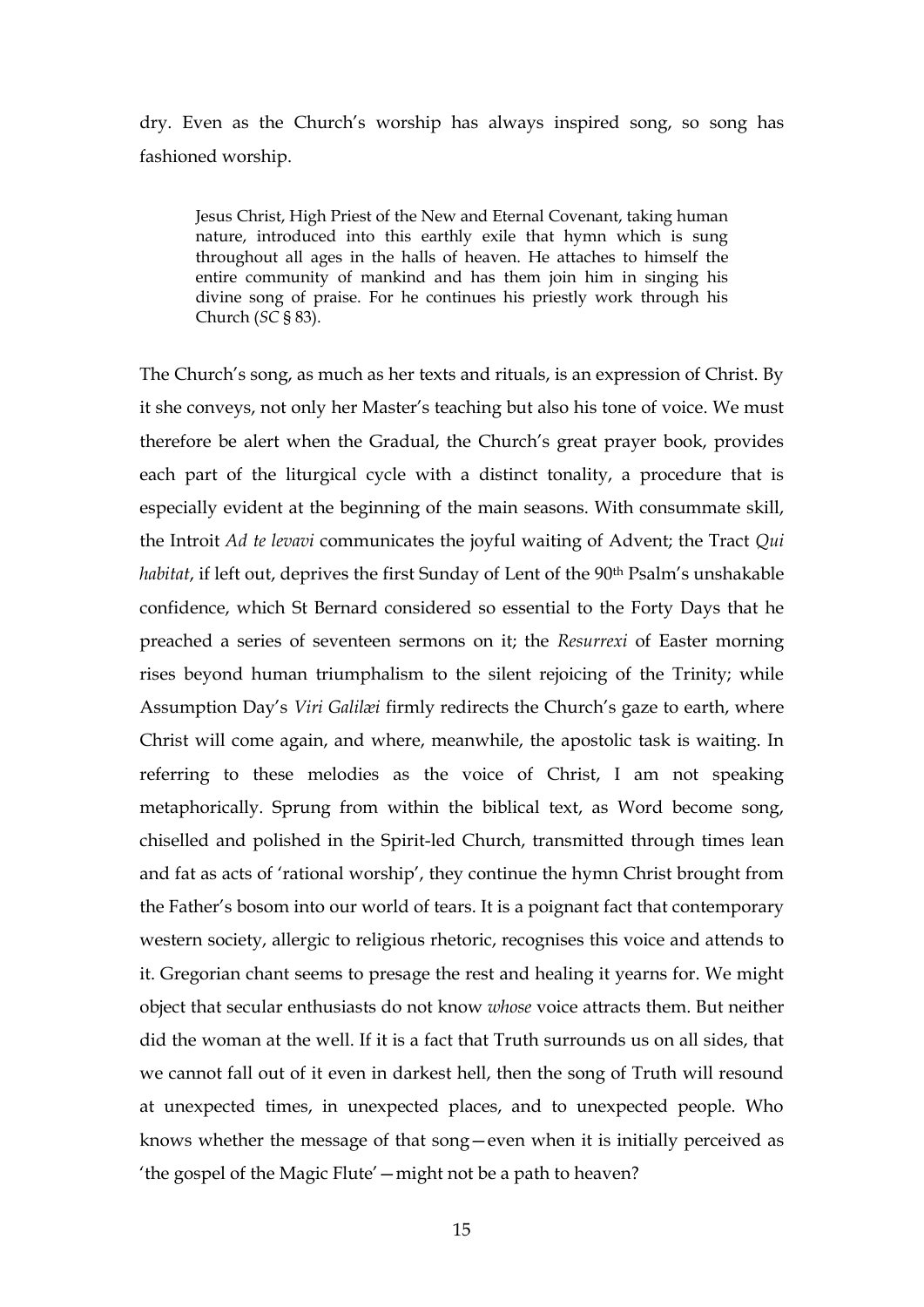dry. Even as the Church's worship has always inspired song, so song has fashioned worship.

> Jesus Christ, High Priest of the New and Eternal Covenant, taking human nature, introduced into this earthly exile that hymn which is sung throughout all ages in the halls of heaven. He attaches to himself the entire community of mankind and has them join him in singing his divine song of praise. For he continues his priestly work through his Church (*SC* § 83).

The Church's song, as much as her texts and rituals, is an expression of Christ. By it she conveys, not only her Master's teaching but also his tone of voice. We must therefore be alert when the Gradual, the Church's great prayer book, provides each part of the liturgical cycle with a distinct tonality, a procedure that is especially evident at the beginning of the main seasons. With consummate skill, the Introit *Ad te levavi* communicates the joyful waiting of Advent; the Tract *Qui habitat*, if left out, deprives the first Sunday of Lent of the 90th Psalm's unshakable confidence, which St Bernard considered so essential to the Forty Days that he preached a series of seventeen sermons on it; the *Resurrexi* of Easter morning rises beyond human triumphalism to the silent rejoicing of the Trinity; while Assumption Day's *Viri Galilæi* firmly redirects the Church's gaze to earth, where Christ will come again, and where, meanwhile, the apostolic task is waiting. In referring to these melodies as the voice of Christ, I am not speaking metaphorically. Sprung from within the biblical text, as Word become song, chiselled and polished in the Spirit-led Church, transmitted through times lean and fat as acts of 'rational worship', they continue the hymn Christ brought from the Father's bosom into our world of tears. It is a poignant fact that contemporary western society, allergic to religious rhetoric, recognises this voice and attends to it. Gregorian chant seems to presage the rest and healing it yearns for. We might object that secular enthusiasts do not know *whose* voice attracts them. But neither did the woman at the well. If it is a fact that Truth surrounds us on all sides, that we cannot fall out of it even in darkest hell, then the song of Truth will resound at unexpected times, in unexpected places, and to unexpected people. Who knows whether the message of that song—even when it is initially perceived as 'the gospel of the Magic Flute'—might not be a path to heaven?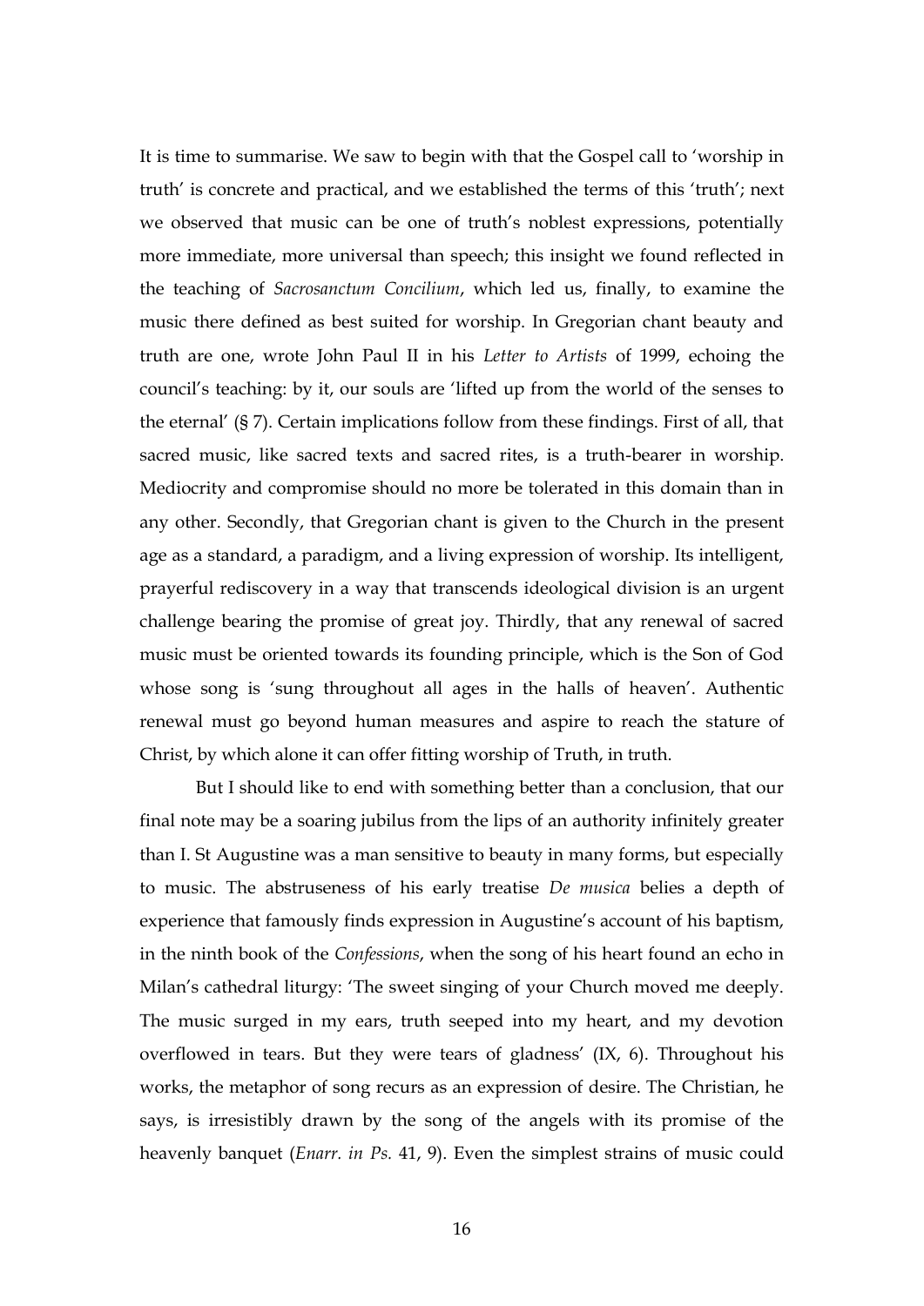It is time to summarise. We saw to begin with that the Gospel call to 'worship in truth' is concrete and practical, and we established the terms of this 'truth'; next we observed that music can be one of truth's noblest expressions, potentially more immediate, more universal than speech; this insight we found reflected in the teaching of *Sacrosanctum Concilium*, which led us, finally, to examine the music there defined as best suited for worship. In Gregorian chant beauty and truth are one, wrote John Paul II in his *Letter to Artists* of 1999, echoing the council's teaching: by it, our souls are 'lifted up from the world of the senses to the eternal' (§ 7). Certain implications follow from these findings. First of all, that sacred music, like sacred texts and sacred rites, is a truth-bearer in worship. Mediocrity and compromise should no more be tolerated in this domain than in any other. Secondly, that Gregorian chant is given to the Church in the present age as a standard, a paradigm, and a living expression of worship. Its intelligent, prayerful rediscovery in a way that transcends ideological division is an urgent challenge bearing the promise of great joy. Thirdly, that any renewal of sacred music must be oriented towards its founding principle, which is the Son of God whose song is 'sung throughout all ages in the halls of heaven'. Authentic renewal must go beyond human measures and aspire to reach the stature of Christ, by which alone it can offer fitting worship of Truth, in truth.

But I should like to end with something better than a conclusion, that our final note may be a soaring jubilus from the lips of an authority infinitely greater than I. St Augustine was a man sensitive to beauty in many forms, but especially to music. The abstruseness of his early treatise *De musica* belies a depth of experience that famously finds expression in Augustine's account of his baptism, in the ninth book of the *Confessions*, when the song of his heart found an echo in Milan's cathedral liturgy: 'The sweet singing of your Church moved me deeply. The music surged in my ears, truth seeped into my heart, and my devotion overflowed in tears. But they were tears of gladness' (IX, 6). Throughout his works, the metaphor of song recurs as an expression of desire. The Christian, he says, is irresistibly drawn by the song of the angels with its promise of the heavenly banquet (*Enarr. in Ps.* 41, 9). Even the simplest strains of music could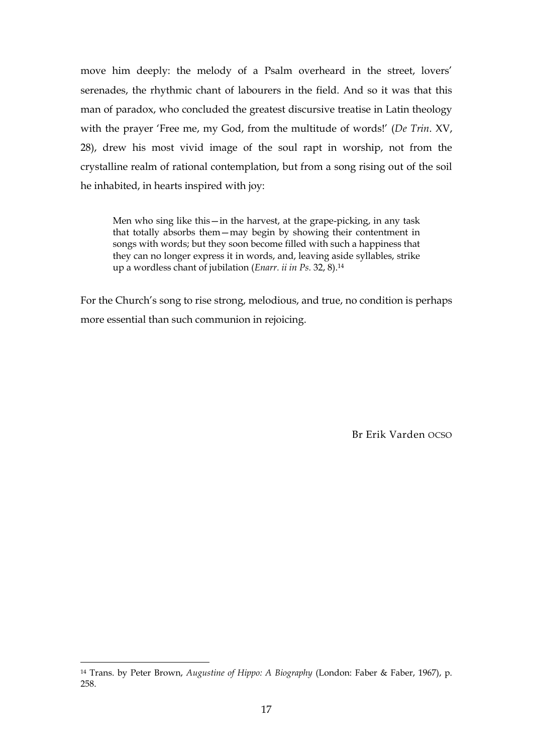move him deeply: the melody of a Psalm overheard in the street, lovers' serenades, the rhythmic chant of labourers in the field. And so it was that this man of paradox, who concluded the greatest discursive treatise in Latin theology with the prayer 'Free me, my God, from the multitude of words!' (*De Trin*. XV, 28), drew his most vivid image of the soul rapt in worship, not from the crystalline realm of rational contemplation, but from a song rising out of the soil he inhabited, in hearts inspired with joy:

> Men who sing like this—in the harvest, at the grape-picking, in any task that totally absorbs them—may begin by showing their contentment in songs with words; but they soon become filled with such a happiness that they can no longer express it in words, and, leaving aside syllables, strike up a wordless chant of jubilation (*Enarr. ii in Ps.* 32, 8).[14]

For the Church's song to rise strong, melodious, and true, no condition is perhaps more essential than such communion in rejoicing.

Br Erik Varden OCSO

[14] Trans. by Peter Brown, *Augustine of Hippo: A Biography* (London: Faber & Faber, 1967), p. 258.